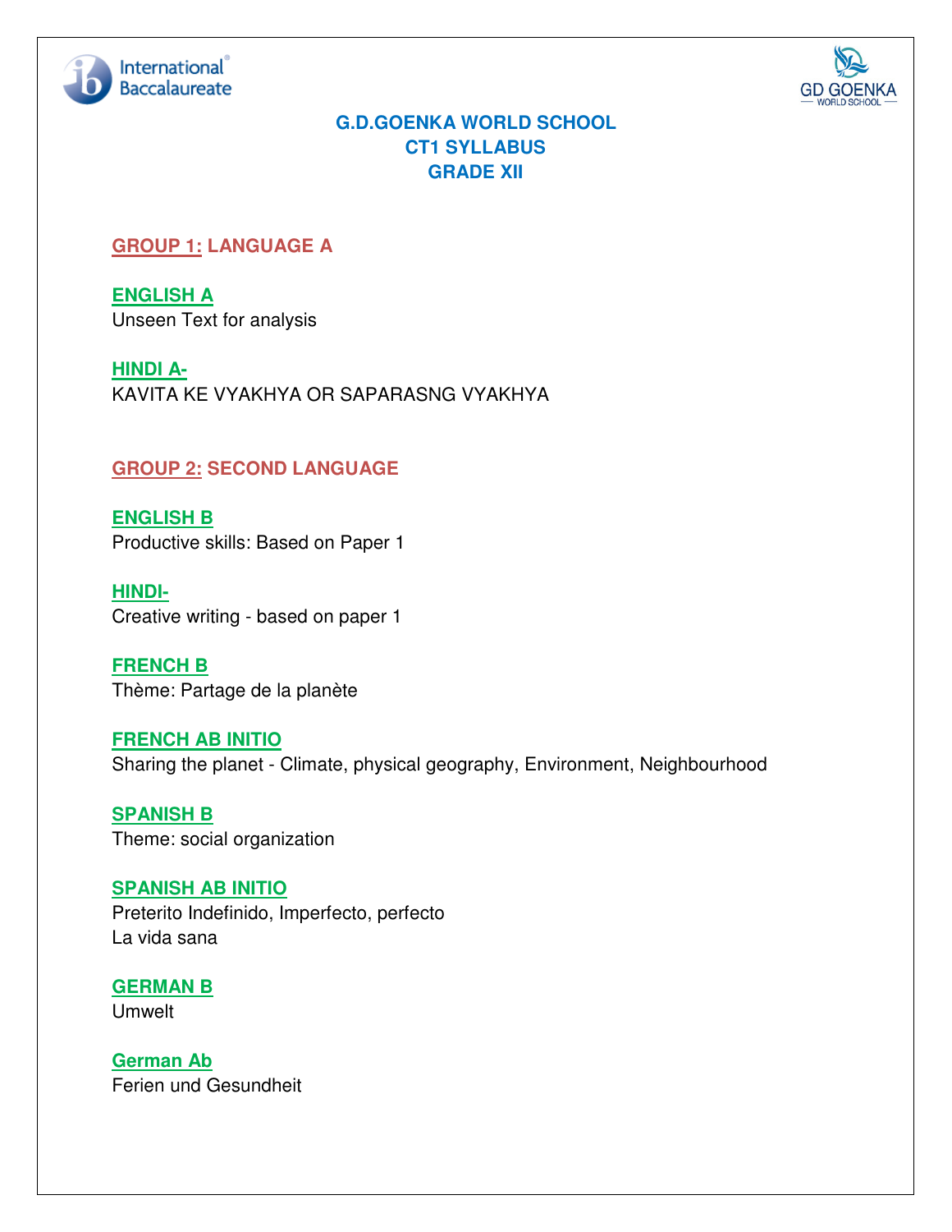# G.D.GOENKA WORLD SCHOOL
# CT1 SYLLABUS
# GRADE XII

## GROUP 1: LANGUAGE A

### ENGLISH A

Unseen Text for analysis

### HINDI A-

KAVITA KE VYAKHYA OR SAPARASNG VYAKHYA

## GROUP 2: SECOND LANGUAGE

### ENGLISH B

Productive skills: Based on Paper 1

### HINDI-

Creative writing - based on paper 1

### FRENCH B

Thème: Partage de la planète

### FRENCH AB INITIO

Sharing the planet - Climate, physical geography, Environment, Neighbourhood

### SPANISH B

Theme: social organization

### SPANISH AB INITIO

Preterito Indefinido, Imperfecto, perfecto
La vida sana

### GERMAN B

Umwelt

### German Ab

Ferien und Gesundheit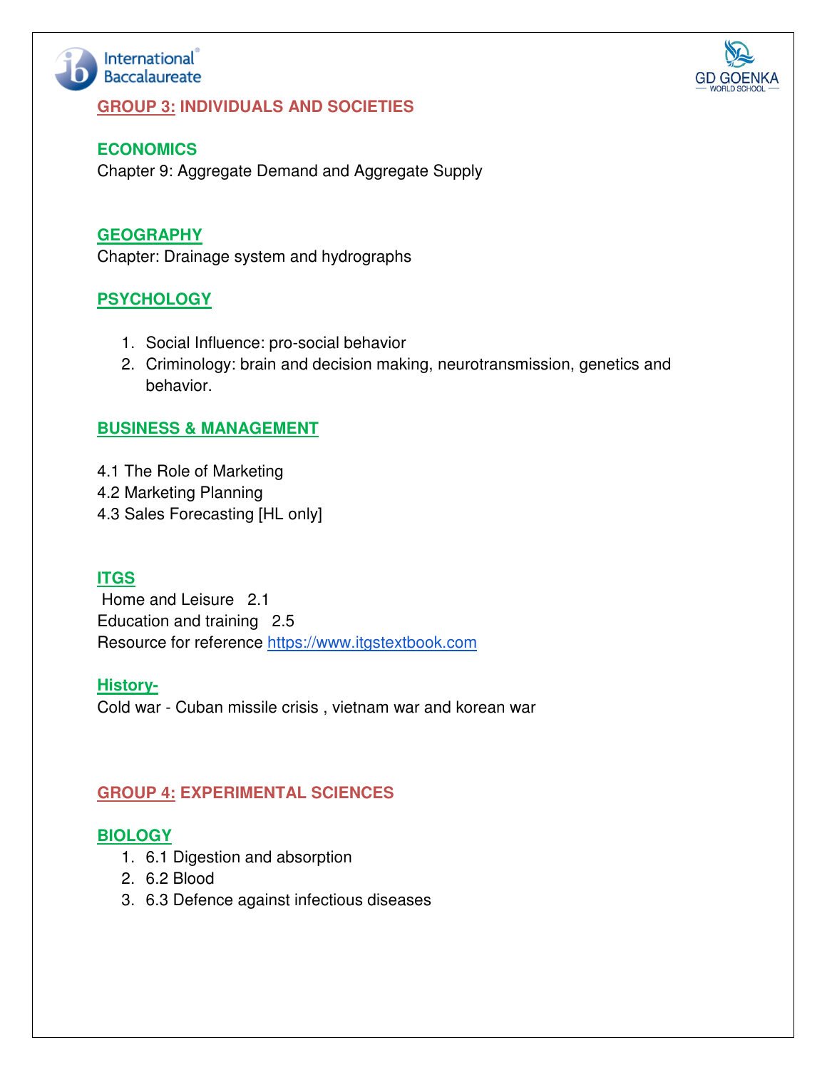## GROUP 3: INDIVIDUALS AND SOCIETIES

### ECONOMICS

Chapter 9: Aggregate Demand and Aggregate Supply

### GEOGRAPHY

Chapter: Drainage system and hydrographs

### PSYCHOLOGY

1. Social Influence: pro-social behavior
2. Criminology: brain and decision making, neurotransmission, genetics and behavior.

### BUSINESS & MANAGEMENT

4.1 The Role of Marketing
4.2 Marketing Planning
4.3 Sales Forecasting [HL only]

### ITGS

Home and Leisure 2.1
Education and training 2.5
Resource for reference https://www.itgstextbook.com

### History-

Cold war - Cuban missile crisis , vietnam war and korean war

## GROUP 4: EXPERIMENTAL SCIENCES

### BIOLOGY

1. 6.1 Digestion and absorption
2. 6.2 Blood
3. 6.3 Defence against infectious diseases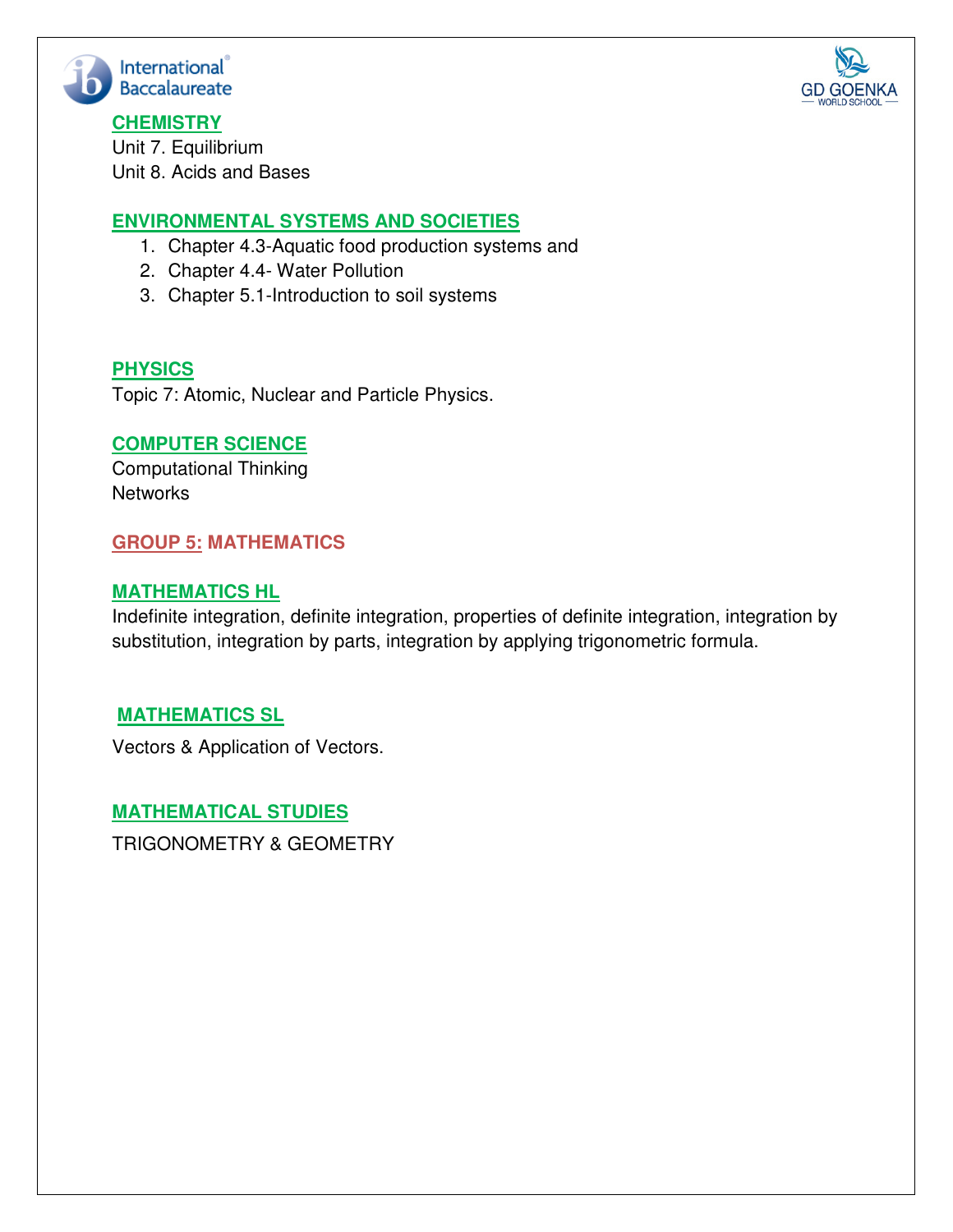## CHEMISTRY

Unit 7. Equilibrium
Unit 8. Acids and Bases

## ENVIRONMENTAL SYSTEMS AND SOCIETIES

1. Chapter 4.3-Aquatic food production systems and
2. Chapter 4.4- Water Pollution
3. Chapter 5.1-Introduction to soil systems

## PHYSICS

Topic 7: Atomic, Nuclear and Particle Physics.

## COMPUTER SCIENCE

Computational Thinking
Networks

# GROUP 5: MATHEMATICS

## MATHEMATICS HL

Indefinite integration, definite integration, properties of definite integration, integration by substitution, integration by parts, integration by applying trigonometric formula.

## MATHEMATICS SL

Vectors & Application of Vectors.

## MATHEMATICAL STUDIES

TRIGONOMETRY & GEOMETRY